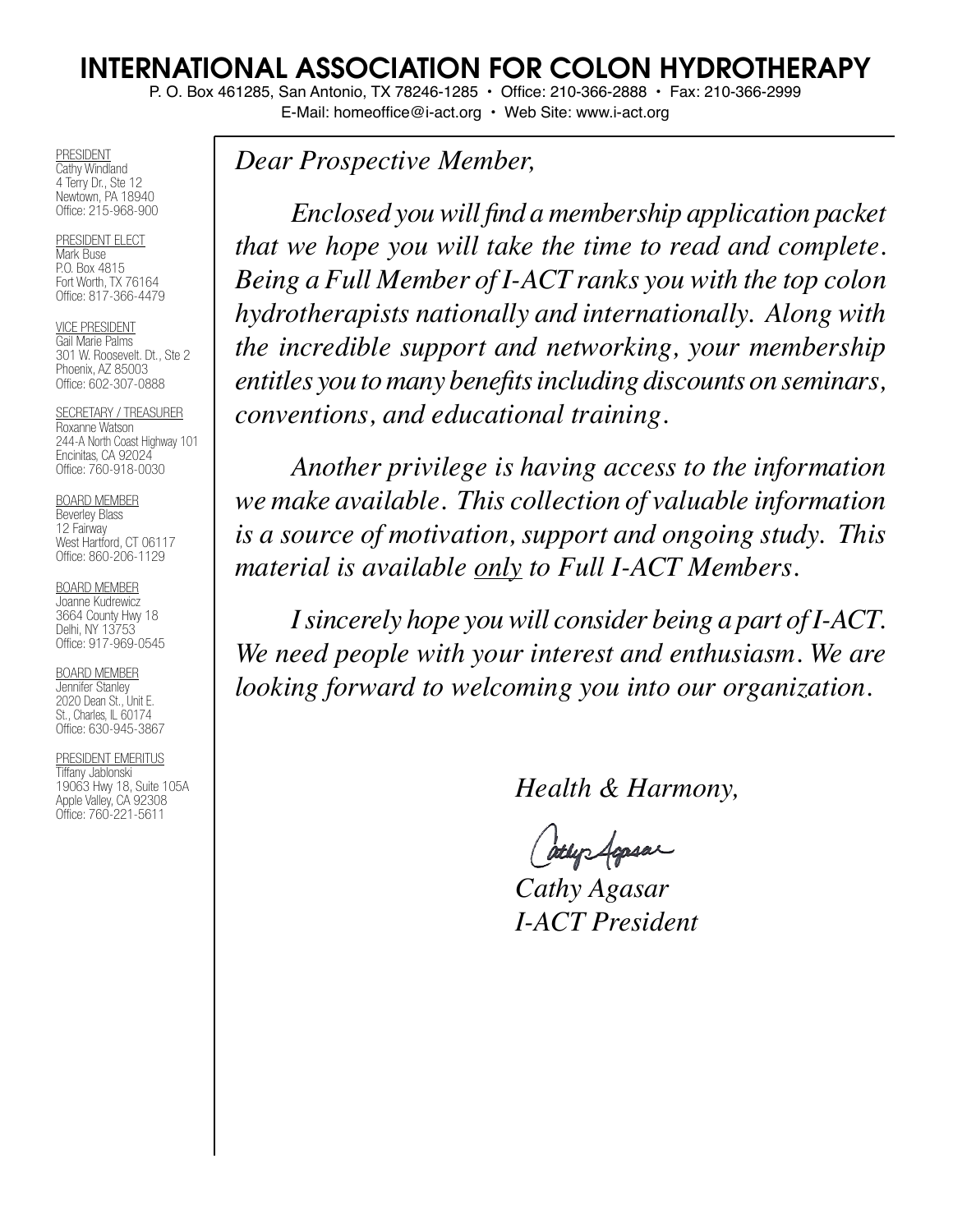# INTERNATIONAL ASSOCIATION FOR COLON HYDROTHERAPY

P. O. Box 461285, San Antonio, TX 78246-1285 • Office: 210-366-2888 • Fax: 210-366-2999
E-Mail: homeoffice@i-act.org • Web Site: www.i-act.org

PRESIDENT
Cathy Windland
4 Terry Dr., Ste 12
Newtown, PA 18940
Office: 215-968-900

PRESIDENT ELECT
Mark Buse
P.O. Box 4815
Fort Worth, TX 76164
Office: 817-366-4479

VICE PRESIDENT
Gail Marie Palms
301 W. Roosevelt. Dt., Ste 2
Phoenix, AZ 85003
Office: 602-307-0888

SECRETARY / TREASURER
Roxanne Watson
244-A North Coast Highway 101
Encinitas, CA 92024
Office: 760-918-0030

BOARD MEMBER
Beverley Blass
12 Fairway
West Hartford, CT 06117
Office: 860-206-1129

BOARD MEMBER
Joanne Kudrewicz
3664 County Hwy 18
Delhi, NY 13753
Office: 917-969-0545

BOARD MEMBER
Jennifer Stanley
2020 Dean St., Unit E.
St., Charles, IL 60174
Office: 630-945-3867

PRESIDENT EMERITUS
Tiffany Jablonski
19063 Hwy 18, Suite 105A
Apple Valley, CA 92308
Office: 760-221-5611

*Dear Prospective Member,*

*Enclosed you will find a membership application packet that we hope you will take the time to read and complete. Being a Full Member of I-ACT ranks you with the top colon hydrotherapists nationally and internationally. Along with the incredible support and networking, your membership entitles you to many benefits including discounts on seminars, conventions, and educational training.*

*Another privilege is having access to the information we make available. This collection of valuable information is a source of motivation, support and ongoing study. This material is available only to Full I-ACT Members.*

*I sincerely hope you will consider being a part of I-ACT. We need people with your interest and enthusiasm. We are looking forward to welcoming you into our organization.*

*Health & Harmony,*

*Cathy Agasar*
*I-ACT President*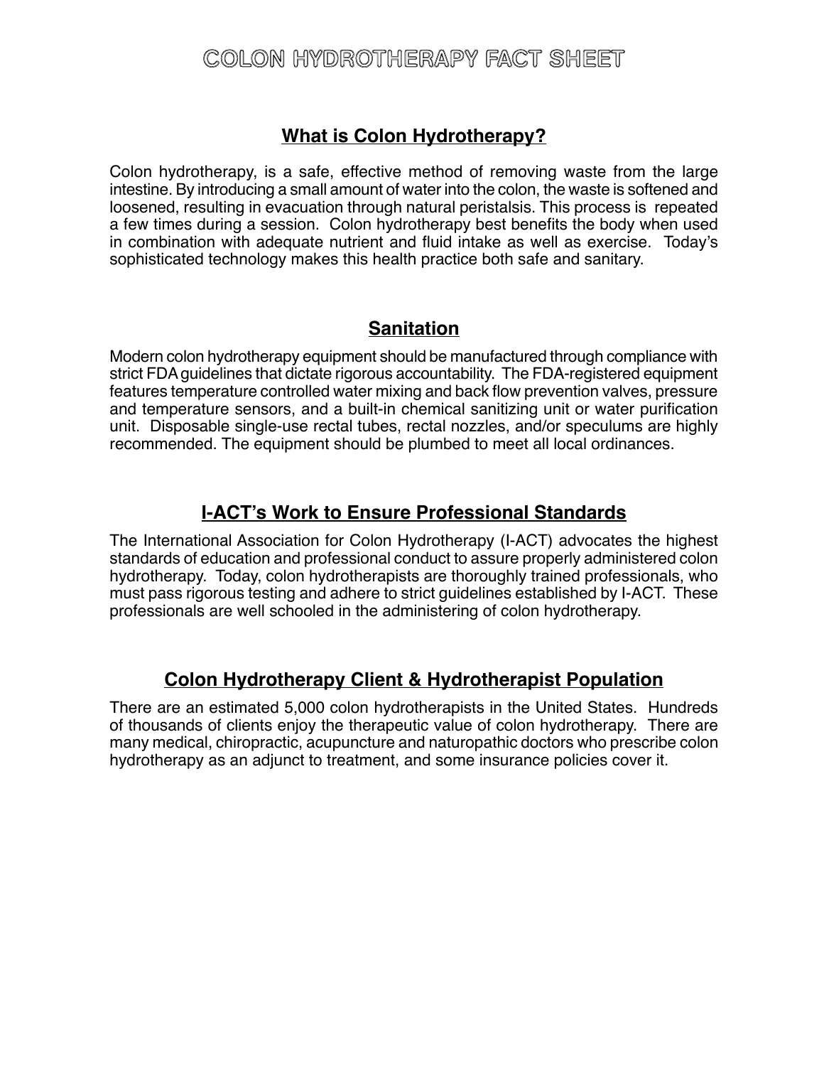# COLON HYDROTHERAPY FACT SHEET

## What is Colon Hydrotherapy?

Colon hydrotherapy, is a safe, effective method of removing waste from the large intestine. By introducing a small amount of water into the colon, the waste is softened and loosened, resulting in evacuation through natural peristalsis. This process is repeated a few times during a session. Colon hydrotherapy best benefits the body when used in combination with adequate nutrient and fluid intake as well as exercise. Today's sophisticated technology makes this health practice both safe and sanitary.

## Sanitation

Modern colon hydrotherapy equipment should be manufactured through compliance with strict FDA guidelines that dictate rigorous accountability. The FDA-registered equipment features temperature controlled water mixing and back flow prevention valves, pressure and temperature sensors, and a built-in chemical sanitizing unit or water purification unit. Disposable single-use rectal tubes, rectal nozzles, and/or speculums are highly recommended. The equipment should be plumbed to meet all local ordinances.

## I-ACT's Work to Ensure Professional Standards

The International Association for Colon Hydrotherapy (I-ACT) advocates the highest standards of education and professional conduct to assure properly administered colon hydrotherapy. Today, colon hydrotherapists are thoroughly trained professionals, who must pass rigorous testing and adhere to strict guidelines established by I-ACT. These professionals are well schooled in the administering of colon hydrotherapy.

## Colon Hydrotherapy Client & Hydrotherapist Population

There are an estimated 5,000 colon hydrotherapists in the United States. Hundreds of thousands of clients enjoy the therapeutic value of colon hydrotherapy. There are many medical, chiropractic, acupuncture and naturopathic doctors who prescribe colon hydrotherapy as an adjunct to treatment, and some insurance policies cover it.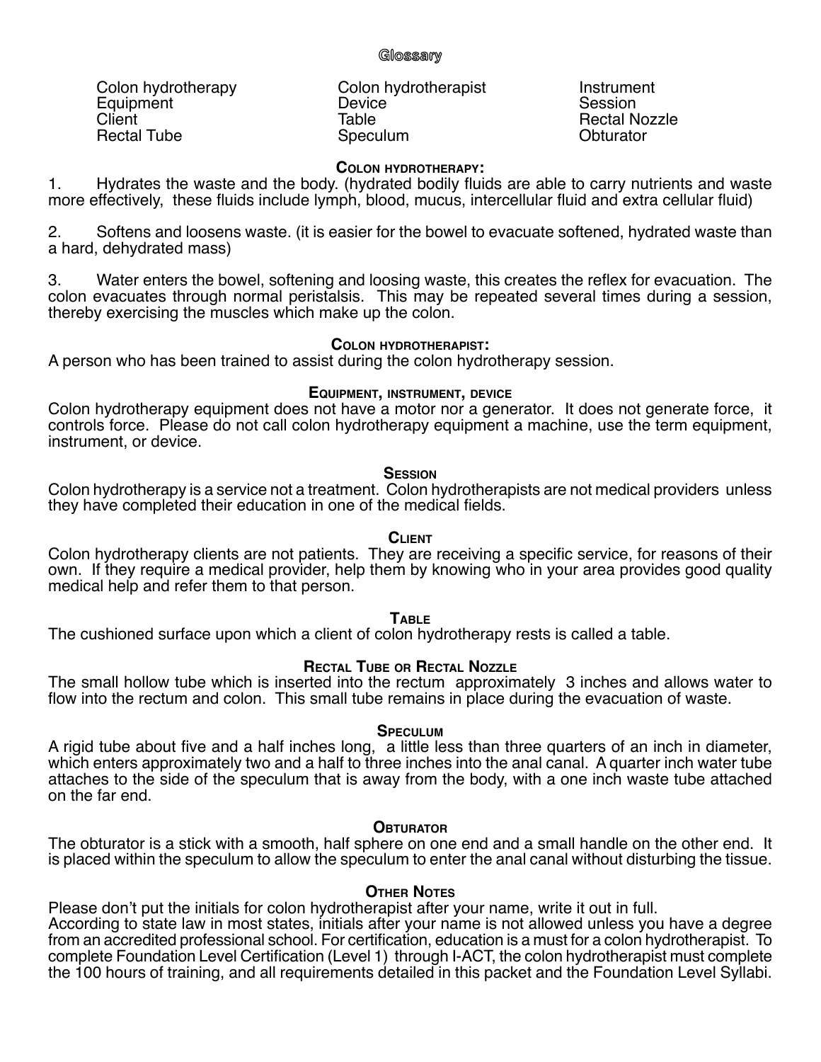# Glossary

| | | |
|---|---|---|
| Colon hydrotherapy | Colon hydrotherapist | Instrument |
| Equipment | Device | Session |
| Client | Table | Rectal Nozzle |
| Rectal Tube | Speculum | Obturator |

### Colon hydrotherapy:

1. Hydrates the waste and the body. (hydrated bodily fluids are able to carry nutrients and waste more effectively, these fluids include lymph, blood, mucus, intercellular fluid and extra cellular fluid)

2. Softens and loosens waste. (it is easier for the bowel to evacuate softened, hydrated waste than a hard, dehydrated mass)

3. Water enters the bowel, softening and loosing waste, this creates the reflex for evacuation. The colon evacuates through normal peristalsis. This may be repeated several times during a session, thereby exercising the muscles which make up the colon.

### Colon hydrotherapist:

A person who has been trained to assist during the colon hydrotherapy session.

### Equipment, instrument, device

Colon hydrotherapy equipment does not have a motor nor a generator. It does not generate force, it controls force. Please do not call colon hydrotherapy equipment a machine, use the term equipment, instrument, or device.

### Session

Colon hydrotherapy is a service not a treatment. Colon hydrotherapists are not medical providers unless they have completed their education in one of the medical fields.

### Client

Colon hydrotherapy clients are not patients. They are receiving a specific service, for reasons of their own. If they require a medical provider, help them by knowing who in your area provides good quality medical help and refer them to that person.

### Table

The cushioned surface upon which a client of colon hydrotherapy rests is called a table.

### Rectal Tube or Rectal Nozzle

The small hollow tube which is inserted into the rectum approximately 3 inches and allows water to flow into the rectum and colon. This small tube remains in place during the evacuation of waste.

### Speculum

A rigid tube about five and a half inches long, a little less than three quarters of an inch in diameter, which enters approximately two and a half to three inches into the anal canal. A quarter inch water tube attaches to the side of the speculum that is away from the body, with a one inch waste tube attached on the far end.

### Obturator

The obturator is a stick with a smooth, half sphere on one end and a small handle on the other end. It is placed within the speculum to allow the speculum to enter the anal canal without disturbing the tissue.

### Other Notes

Please don't put the initials for colon hydrotherapist after your name, write it out in full.
According to state law in most states, initials after your name is not allowed unless you have a degree from an accredited professional school. For certification, education is a must for a colon hydrotherapist. To complete Foundation Level Certification (Level 1) through I-ACT, the colon hydrotherapist must complete the 100 hours of training, and all requirements detailed in this packet and the Foundation Level Syllabi.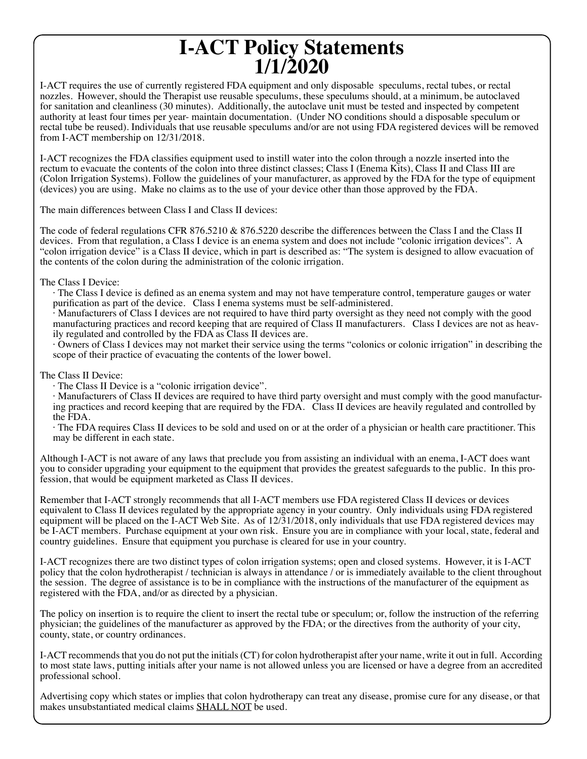# I-ACT Policy Statements 1/1/2020

I-ACT requires the use of currently registered FDA equipment and only disposable speculums, rectal tubes, or rectal nozzles. However, should the Therapist use reusable speculums, these speculums should, at a minimum, be autoclaved for sanitation and cleanliness (30 minutes). Additionally, the autoclave unit must be tested and inspected by competent authority at least four times per year- maintain documentation. (Under NO conditions should a disposable speculum or rectal tube be reused). Individuals that use reusable speculums and/or are not using FDA registered devices will be removed from I-ACT membership on 12/31/2018.

I-ACT recognizes the FDA classifies equipment used to instill water into the colon through a nozzle inserted into the rectum to evacuate the contents of the colon into three distinct classes; Class I (Enema Kits), Class II and Class III are (Colon Irrigation Systems). Follow the guidelines of your manufacturer, as approved by the FDA for the type of equipment (devices) you are using. Make no claims as to the use of your device other than those approved by the FDA.

The main differences between Class I and Class II devices:

The code of federal regulations CFR 876.5210 & 876.5220 describe the differences between the Class I and the Class II devices. From that regulation, a Class I device is an enema system and does not include "colonic irrigation devices". A "colon irrigation device" is a Class II device, which in part is described as: "The system is designed to allow evacuation of the contents of the colon during the administration of the colonic irrigation.

The Class I Device:

- The Class I device is defined as an enema system and may not have temperature control, temperature gauges or water purification as part of the device. Class I enema systems must be self-administered.
- Manufacturers of Class I devices are not required to have third party oversight as they need not comply with the good manufacturing practices and record keeping that are required of Class II manufacturers. Class I devices are not as heavily regulated and controlled by the FDA as Class II devices are.
- Owners of Class I devices may not market their service using the terms "colonics or colonic irrigation" in describing the scope of their practice of evacuating the contents of the lower bowel.

The Class II Device:

- The Class II Device is a "colonic irrigation device".
- Manufacturers of Class II devices are required to have third party oversight and must comply with the good manufacturing practices and record keeping that are required by the FDA. Class II devices are heavily regulated and controlled by the FDA.
- The FDA requires Class II devices to be sold and used on or at the order of a physician or health care practitioner. This may be different in each state.

Although I-ACT is not aware of any laws that preclude you from assisting an individual with an enema, I-ACT does want you to consider upgrading your equipment to the equipment that provides the greatest safeguards to the public. In this profession, that would be equipment marketed as Class II devices.

Remember that I-ACT strongly recommends that all I-ACT members use FDA registered Class II devices or devices equivalent to Class II devices regulated by the appropriate agency in your country. Only individuals using FDA registered equipment will be placed on the I-ACT Web Site. As of 12/31/2018, only individuals that use FDA registered devices may be I-ACT members. Purchase equipment at your own risk. Ensure you are in compliance with your local, state, federal and country guidelines. Ensure that equipment you purchase is cleared for use in your country.

I-ACT recognizes there are two distinct types of colon irrigation systems; open and closed systems. However, it is I-ACT policy that the colon hydrotherapist / technician is always in attendance / or is immediately available to the client throughout the session. The degree of assistance is to be in compliance with the instructions of the manufacturer of the equipment as registered with the FDA, and/or as directed by a physician.

The policy on insertion is to require the client to insert the rectal tube or speculum; or, follow the instruction of the referring physician; the guidelines of the manufacturer as approved by the FDA; or the directives from the authority of your city, county, state, or country ordinances.

I-ACT recommends that you do not put the initials (CT) for colon hydrotherapist after your name, write it out in full. According to most state laws, putting initials after your name is not allowed unless you are licensed or have a degree from an accredited professional school.

Advertising copy which states or implies that colon hydrotherapy can treat any disease, promise cure for any disease, or that makes unsubstantiated medical claims <u>SHALL NOT</u> be used.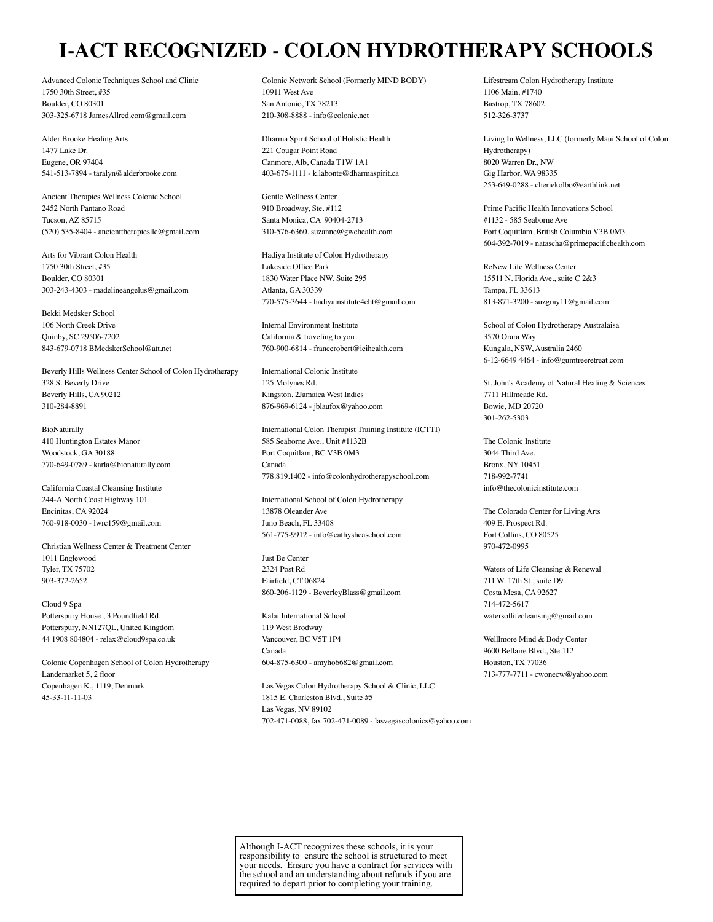# I-ACT RECOGNIZED - COLON HYDROTHERAPY SCHOOLS

Advanced Colonic Techniques School and Clinic
1750 30th Street, #35
Boulder, CO 80301
303-325-6718 JamesAllred.com@gmail.com

Alder Brooke Healing Arts
1477 Lake Dr.
Eugene, OR 97404
541-513-7894 - taralyn@alderbrooke.com

Ancient Therapies Wellness Colonic School
2452 North Pantano Road
Tucson, AZ 85715
(520) 535-8404 - ancienttherapiesllc@gmail.com

Arts for Vibrant Colon Health
1750 30th Street, #35
Boulder, CO 80301
303-243-4303 - madelineangelus@gmail.com

Bekki Medsker School
106 North Creek Drive
Quinby, SC 29506-7202
843-679-0718 BMedskerSchool@att.net

Beverly Hills Wellness Center School of Colon Hydrotherapy
328 S. Beverly Drive
Beverly Hills, CA 90212
310-284-8891

BioNaturally
410 Huntington Estates Manor
Woodstock, GA 30188
770-649-0789 - karla@bionaturally.com

California Coastal Cleansing Institute
244-A North Coast Highway 101
Encinitas, CA 92024
760-918-0030 - lwrc159@gmail.com

Christian Wellness Center & Treatment Center
1011 Englewood
Tyler, TX 75702
903-372-2652

Cloud 9 Spa
Potterspury House , 3 Poundfield Rd.
Potterspury, NN127QL, United Kingdom
44 1908 804804 - relax@cloud9spa.co.uk

Colonic Copenhagen School of Colon Hydrotherapy
Landemarket 5, 2 floor
Copenhagen K., 1119, Denmark
45-33-11-11-03

Colonic Network School (Formerly MIND BODY)
10911 West Ave
San Antonio, TX 78213
210-308-8888 - info@colonic.net

Dharma Spirit School of Holistic Health
221 Cougar Point Road
Canmore, Alb, Canada T1W 1A1
403-675-1111 - k.labonte@dharmaspirit.ca

Gentle Wellness Center
910 Broadway, Ste. #112
Santa Monica, CA 90404-2713
310-576-6360, suzanne@gwchealth.com

Hadiya Institute of Colon Hydrotherapy
Lakeside Office Park
1830 Water Place NW, Suite 295
Atlanta, GA 30339
770-575-3644 - hadiyainstitute4cht@gmail.com

Internal Environment Institute
California & traveling to you
760-900-6814 - francerobert@ieihealth.com

International Colonic Institute
125 Molynes Rd.
Kingston, 2Jamaica West Indies
876-969-6124 - jblaufox@yahoo.com

International Colon Therapist Training Institute (ICTTI)
585 Seaborne Ave., Unit #1132B
Port Coquitlam, BC V3B 0M3
Canada
778.819.1402 - info@colonhydrotherapyschool.com

International School of Colon Hydrotherapy
13878 Oleander Ave
Juno Beach, FL 33408
561-775-9912 - info@cathysheaschool.com

Just Be Center
2324 Post Rd
Fairfield, CT 06824
860-206-1129 - BeverleyBlass@gmail.com

Kalai International School
119 West Brodway
Vancouver, BC V5T 1P4
Canada
604-875-6300 - amyho6682@gmail.com

Las Vegas Colon Hydrotherapy School & Clinic, LLC
1815 E. Charleston Blvd., Suite #5
Las Vegas, NV 89102
702-471-0088, fax 702-471-0089 - lasvegascolonics@yahoo.com

Lifestream Colon Hydrotherapy Institute
1106 Main, #1740
Bastrop, TX 78602
512-326-3737

Living In Wellness, LLC (formerly Maui School of Colon Hydrotherapy)
8020 Warren Dr., NW
Gig Harbor, WA 98335
253-649-0288 - cheriekolbo@earthlink.net

Prime Pacific Health Innovations School
#1132 - 585 Seaborne Ave
Port Coquitlam, British Columbia V3B 0M3
604-392-7019 - natascha@primepacifichealth.com

ReNew Life Wellness Center
15511 N. Florida Ave., suite C 2&3
Tampa, FL 33613
813-871-3200 - suzgray11@gmail.com

School of Colon Hydrotherapy Australaisa
3570 Orara Way
Kungala, NSW, Australia 2460
6-12-6649 4464 - info@gumtreeretreat.com

St. John's Academy of Natural Healing & Sciences
7711 Hillmeade Rd.
Bowie, MD 20720
301-262-5303

The Colonic Institute
3044 Third Ave.
Bronx, NY 10451
718-992-7741
info@thecolonicinstitute.com

The Colorado Center for Living Arts
409 E. Prospect Rd.
Fort Collins, CO 80525
970-472-0995

Waters of Life Cleansing & Renewal
711 W. 17th St., suite D9
Costa Mesa, CA 92627
714-472-5617
watersoflifecleansing@gmail.com

Welllmore Mind & Body Center
9600 Bellaire Blvd., Ste 112
Houston, TX 77036
713-777-7711 - cwonecw@yahoo.com

Although I-ACT recognizes these schools, it is your responsibility to ensure the school is structured to meet your needs. Ensure you have a contract for services with the school and an understanding about refunds if you are required to depart prior to completing your training.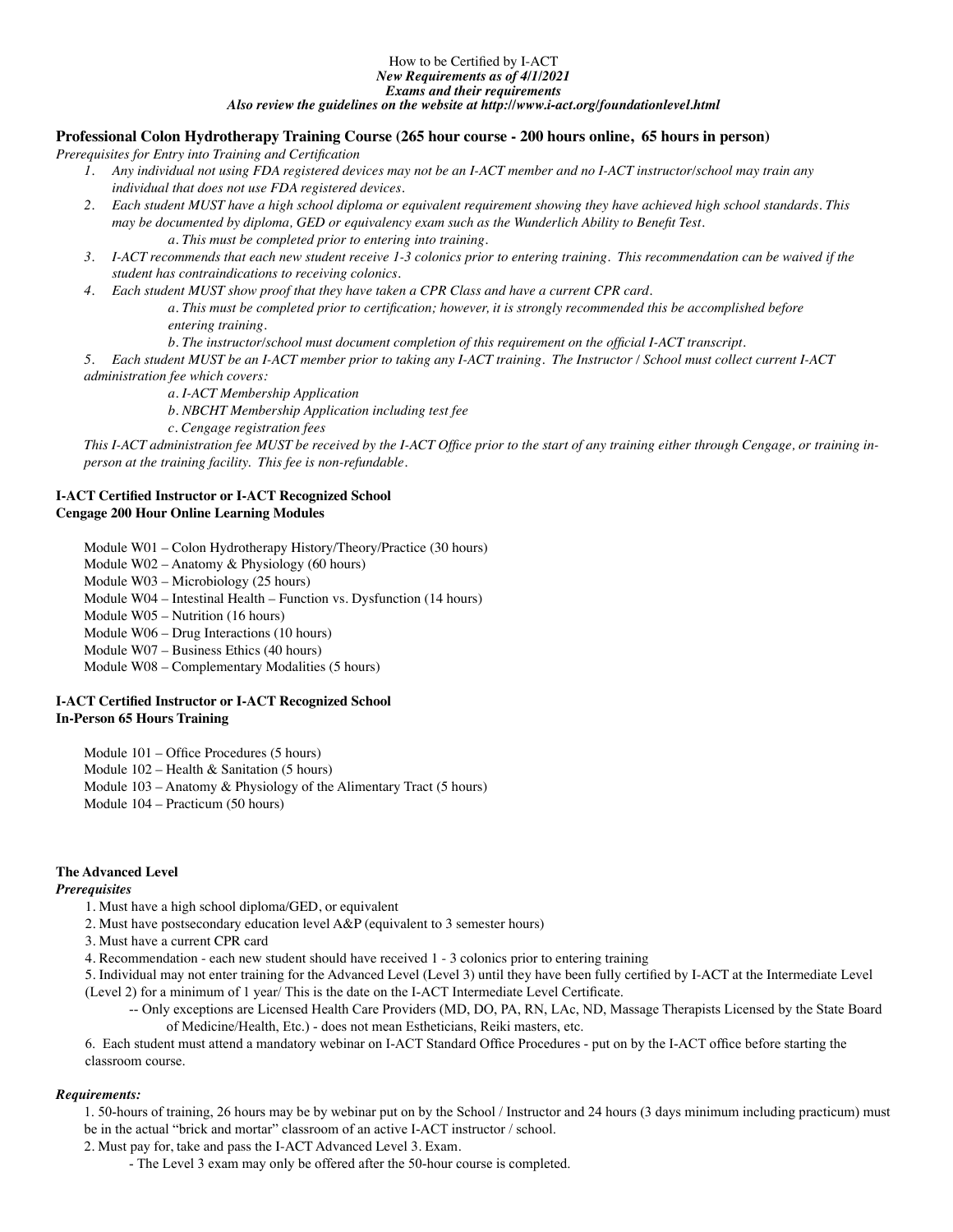How to be Certified by I-ACT

***New Requirements as of 4/1/2021***

***Exams and their requirements***

***Also review the guidelines on the website at http://www.i-act.org/foundationlevel.html***

## Professional Colon Hydrotherapy Training Course (265 hour course - 200 hours online, 65 hours in person)

*Prerequisites for Entry into Training and Certification*

1. *Any individual not using FDA registered devices may not be an I-ACT member and no I-ACT instructor/school may train any individual that does not use FDA registered devices.*
2. *Each student MUST have a high school diploma or equivalent requirement showing they have achieved high school standards. This may be documented by diploma, GED or equivalency exam such as the Wunderlich Ability to Benefit Test.*
    - *a. This must be completed prior to entering into training.*
3. *I-ACT recommends that each new student receive 1-3 colonics prior to entering training. This recommendation can be waived if the student has contraindications to receiving colonics.*
4. *Each student MUST show proof that they have taken a CPR Class and have a current CPR card.*
    - *a. This must be completed prior to certification; however, it is strongly recommended this be accomplished before entering training.*
    - *b. The instructor/school must document completion of this requirement on the official I-ACT transcript.*
5. *Each student MUST be an I-ACT member prior to taking any I-ACT training. The Instructor / School must collect current I-ACT administration fee which covers:*
    - *a. I-ACT Membership Application*
    - *b. NBCHT Membership Application including test fee*
    - *c. Cengage registration fees*

*This I-ACT administration fee MUST be received by the I-ACT Office prior to the start of any training either through Cengage, or training in-person at the training facility. This fee is non-refundable.*

**I-ACT Certified Instructor or I-ACT Recognized School**
**Cengage 200 Hour Online Learning Modules**

- Module W01 – Colon Hydrotherapy History/Theory/Practice (30 hours)
- Module W02 – Anatomy & Physiology (60 hours)
- Module W03 – Microbiology (25 hours)
- Module W04 – Intestinal Health – Function vs. Dysfunction (14 hours)
- Module W05 – Nutrition (16 hours)
- Module W06 – Drug Interactions (10 hours)
- Module W07 – Business Ethics (40 hours)
- Module W08 – Complementary Modalities (5 hours)

**I-ACT Certified Instructor or I-ACT Recognized School**
**In-Person 65 Hours Training**

- Module 101 – Office Procedures (5 hours)
- Module 102 – Health & Sanitation (5 hours)
- Module 103 – Anatomy & Physiology of the Alimentary Tract (5 hours)
- Module 104 – Practicum (50 hours)

### The Advanced Level

***Prerequisites***

1. Must have a high school diploma/GED, or equivalent
2. Must have postsecondary education level A&P (equivalent to 3 semester hours)
3. Must have a current CPR card
4. Recommendation - each new student should have received 1 - 3 colonics prior to entering training
5. Individual may not enter training for the Advanced Level (Level 3) until they have been fully certified by I-ACT at the Intermediate Level (Level 2) for a minimum of 1 year/ This is the date on the I-ACT Intermediate Level Certificate.
    - -- Only exceptions are Licensed Health Care Providers (MD, DO, PA, RN, LAc, ND, Massage Therapists Licensed by the State Board of Medicine/Health, Etc.) - does not mean Estheticians, Reiki masters, etc.
6. Each student must attend a mandatory webinar on I-ACT Standard Office Procedures - put on by the I-ACT office before starting the classroom course.

***Requirements:***

1. 50-hours of training, 26 hours may be by webinar put on by the School / Instructor and 24 hours (3 days minimum including practicum) must be in the actual "brick and mortar" classroom of an active I-ACT instructor / school.
2. Must pay for, take and pass the I-ACT Advanced Level 3. Exam.
    - - The Level 3 exam may only be offered after the 50-hour course is completed.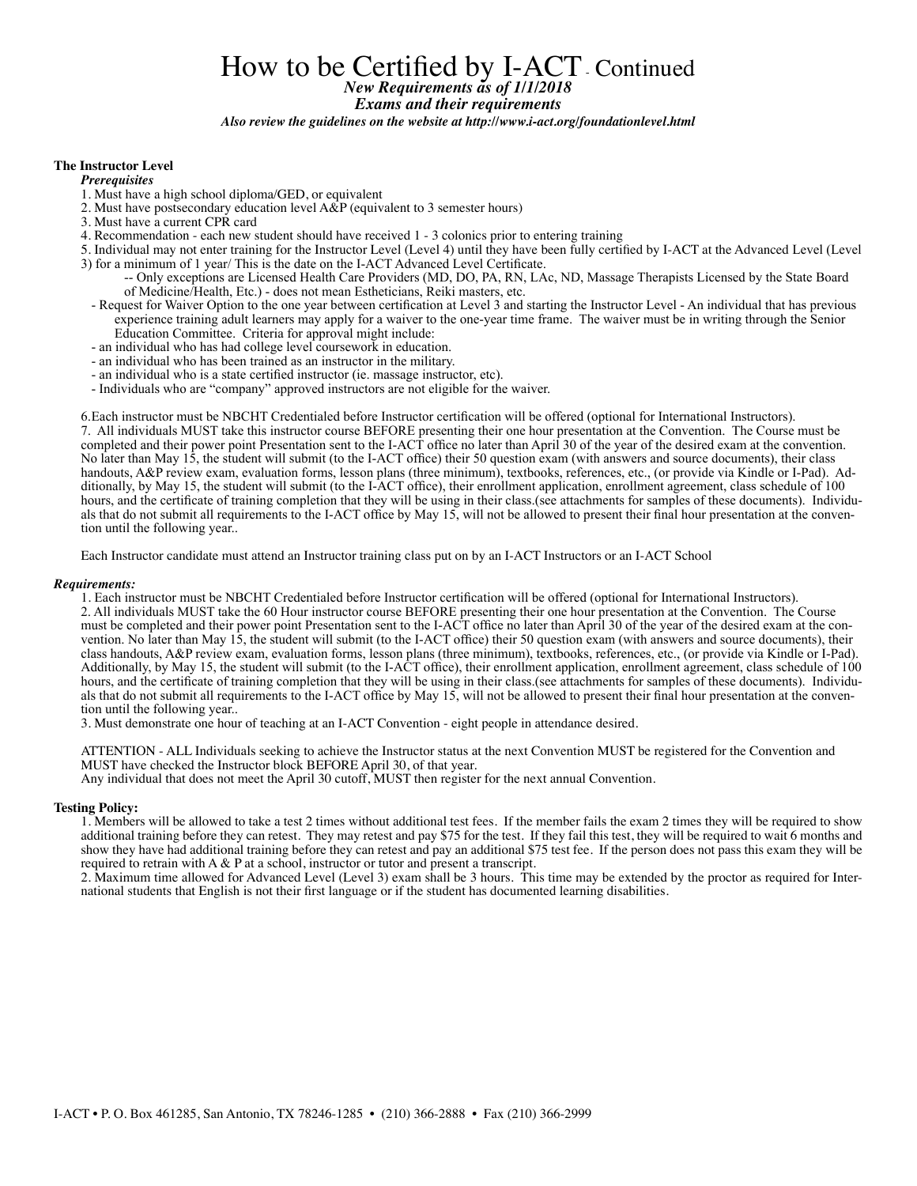# How to be Certified by I-ACT - Continued

***New Requirements as of 1/1/2018***

***Exams and their requirements***

***Also review the guidelines on the website at http://www.i-act.org/foundationlevel.html***

## The Instructor Level

***Prerequisites***

1. Must have a high school diploma/GED, or equivalent
2. Must have postsecondary education level A&P (equivalent to 3 semester hours)
3. Must have a current CPR card
4. Recommendation - each new student should have received 1 - 3 colonics prior to entering training
5. Individual may not enter training for the Instructor Level (Level 4) until they have been fully certified by I-ACT at the Advanced Level (Level 3) for a minimum of 1 year/ This is the date on the I-ACT Advanced Level Certificate.
   -- Only exceptions are Licensed Health Care Providers (MD, DO, PA, RN, LAc, ND, Massage Therapists Licensed by the State Board of Medicine/Health, Etc.) - does not mean Estheticians, Reiki masters, etc.
   - Request for Waiver Option to the one year between certification at Level 3 and starting the Instructor Level - An individual that has previous experience training adult learners may apply for a waiver to the one-year time frame. The waiver must be in writing through the Senior Education Committee. Criteria for approval might include:
   - an individual who has had college level coursework in education.
   - an individual who has been trained as an instructor in the military.
   - an individual who is a state certified instructor (ie. massage instructor, etc).
   - Individuals who are "company" approved instructors are not eligible for the waiver.

6.Each instructor must be NBCHT Credentialed before Instructor certification will be offered (optional for International Instructors).
7. All individuals MUST take this instructor course BEFORE presenting their one hour presentation at the Convention. The Course must be completed and their power point Presentation sent to the I-ACT office no later than April 30 of the year of the desired exam at the convention. No later than May 15, the student will submit (to the I-ACT office) their 50 question exam (with answers and source documents), their class handouts, A&P review exam, evaluation forms, lesson plans (three minimum), textbooks, references, etc., (or provide via Kindle or I-Pad). Additionally, by May 15, the student will submit (to the I-ACT office), their enrollment application, enrollment agreement, class schedule of 100 hours, and the certificate of training completion that they will be using in their class.(see attachments for samples of these documents). Individuals that do not submit all requirements to the I-ACT office by May 15, will not be allowed to present their final hour presentation at the convention until the following year..

Each Instructor candidate must attend an Instructor training class put on by an I-ACT Instructors or an I-ACT School

***Requirements:***

1. Each instructor must be NBCHT Credentialed before Instructor certification will be offered (optional for International Instructors).
2. All individuals MUST take the 60 Hour instructor course BEFORE presenting their one hour presentation at the Convention. The Course must be completed and their power point Presentation sent to the I-ACT office no later than April 30 of the year of the desired exam at the convention. No later than May 15, the student will submit (to the I-ACT office) their 50 question exam (with answers and source documents), their class handouts, A&P review exam, evaluation forms, lesson plans (three minimum), textbooks, references, etc., (or provide via Kindle or I-Pad). Additionally, by May 15, the student will submit (to the I-ACT office), their enrollment application, enrollment agreement, class schedule of 100 hours, and the certificate of training completion that they will be using in their class.(see attachments for samples of these documents). Individuals that do not submit all requirements to the I-ACT office by May 15, will not be allowed to present their final hour presentation at the convention until the following year..
3. Must demonstrate one hour of teaching at an I-ACT Convention - eight people in attendance desired.

ATTENTION - ALL Individuals seeking to achieve the Instructor status at the next Convention MUST be registered for the Convention and MUST have checked the Instructor block BEFORE April 30, of that year.
Any individual that does not meet the April 30 cutoff, MUST then register for the next annual Convention.

## Testing Policy:

1. Members will be allowed to take a test 2 times without additional test fees. If the member fails the exam 2 times they will be required to show additional training before they can retest. They may retest and pay $75 for the test. If they fail this test, they will be required to wait 6 months and show they have had additional training before they can retest and pay an additional $75 test fee. If the person does not pass this exam they will be required to retrain with A & P at a school, instructor or tutor and present a transcript.
2. Maximum time allowed for Advanced Level (Level 3) exam shall be 3 hours. This time may be extended by the proctor as required for International students that English is not their first language or if the student has documented learning disabilities.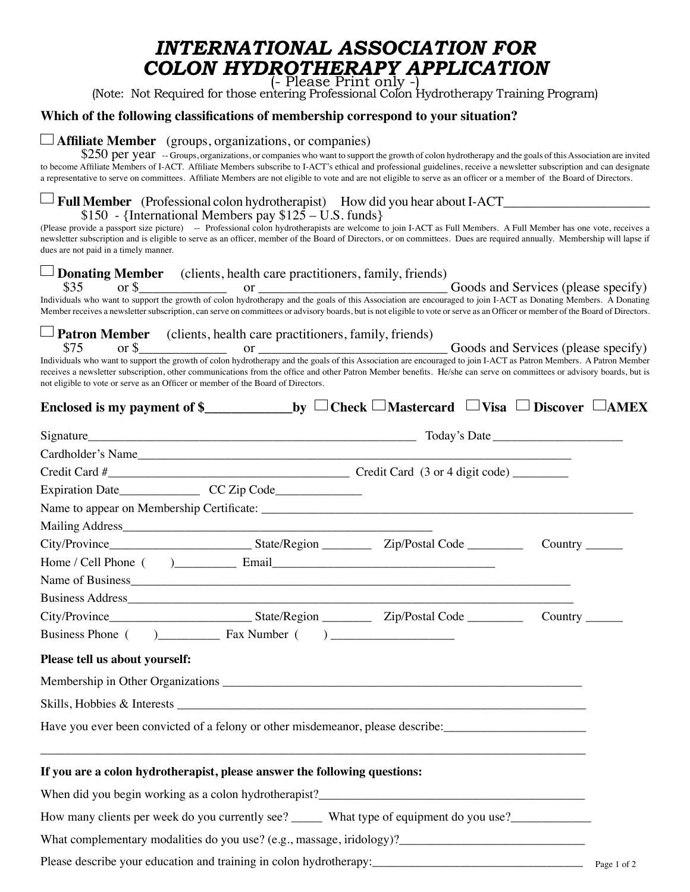# INTERNATIONAL ASSOCIATION FOR COLON HYDROTHERAPY APPLICATION

(- Please Print only -)

(Note: Not Required for those entering Professional Colon Hydrotherapy Training Program)

**Which of the following classifications of membership correspond to your situation?**

☐ **Affiliate Member** (groups, organizations, or companies)

$250 per year -- Groups, organizations, or companies who want to support the growth of colon hydrotherapy and the goals of this Association are invited to become Affiliate Members of I-ACT. Affiliate Members subscribe to I-ACT's ethical and professional guidelines, receive a newsletter subscription and can designate a representative to serve on committees. Affiliate Members are not eligible to vote and are not eligible to serve as an officer or a member of the Board of Directors.

☐ **Full Member** (Professional colon hydrotherapist) How did you hear about I-ACT______________________

$150 - {International Members pay $125 – U.S. funds}

(Please provide a passport size picture) -- Professional colon hydrotherapists are welcome to join I-ACT as Full Members. A Full Member has one vote, receives a newsletter subscription and is eligible to serve as an officer, member of the Board of Directors, or on committees. Dues are required annually. Membership will lapse if dues are not paid in a timely manner.

☐ **Donating Member** (clients, health care practitioners, family, friends)

$35 or $____________ or ____________________________ Goods and Services (please specify)

Individuals who want to support the growth of colon hydrotherapy and the goals of this Association are encouraged to join I-ACT as Donating Members. A Donating Member receives a newsletter subscription, can serve on committees or advisory boards, but is not eligible to vote or serve as an Officer or member of the Board of Directors.

☐ **Patron Member** (clients, health care practitioners, family, friends)

$75 or $____________ or ____________________________ Goods and Services (please specify)

Individuals who want to support the growth of colon hydrotherapy and the goals of this Association are encouraged to join I-ACT as Patron Members. A Patron Member receives a newsletter subscription, other communications from the office and other Patron Member benefits. He/she can serve on committees or advisory boards, but is not eligible to vote or serve as an Officer or member of the Board of Directors.

**Enclosed is my payment of $____________by ☐ Check ☐ Mastercard ☐ Visa ☐ Discover ☐ AMEX**

Signature____________________________________________________ Today's Date___________________

Cardholder's Name______________________________________________________________________

Credit Card #_____________________________________ Credit Card (3 or 4 digit code) ________

Expiration Date____________ CC Zip Code_____________

Name to appear on Membership Certificate: ____________________________________________________

Mailing Address_______________________________________________

City/Province______________________ State/Region ________ Zip/Postal Code ________ Country ______

Home / Cell Phone ( )_________ Email__________________________________

Name of Business________________________________________________________________________

Business Address________________________________________________________________________

City/Province______________________ State/Region ________ Zip/Postal Code ________ Country ______

Business Phone ( )_________ Fax Number ( ) __________________

**Please tell us about yourself:**

Membership in Other Organizations ______________________________________________________

Skills, Hobbies & Interests ______________________________________________________________

Have you ever been convicted of a felony or other misdemeanor, please describe:______________________

_______________________________________________________________________________________

**If you are a colon hydrotherapist, please answer the following questions:**

When did you begin working as a colon hydrotherapist?__________________________________________

How many clients per week do you currently see? _____ What type of equipment do you use?____________

What complementary modalities do you use? (e.g., massage, iridology)?____________________________

Please describe your education and training in colon hydrotherapy:__________________________________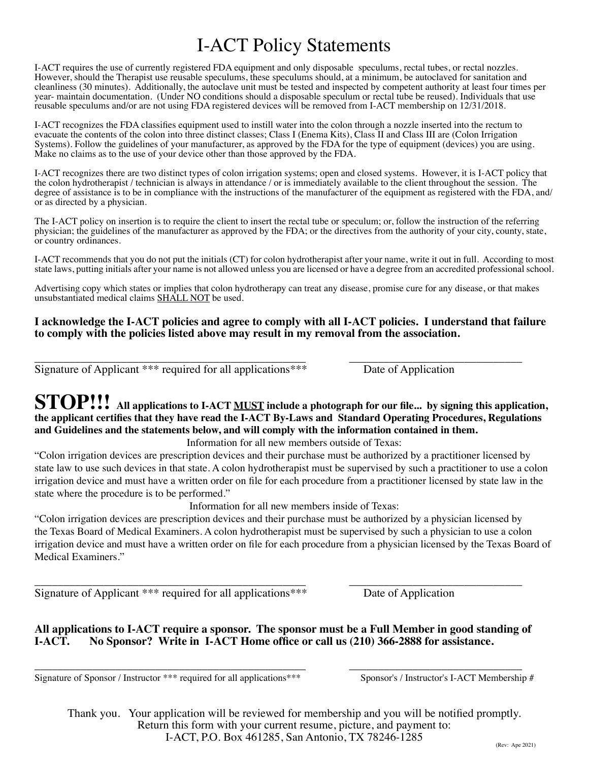# I-ACT Policy Statements

I-ACT requires the use of currently registered FDA equipment and only disposable speculums, rectal tubes, or rectal nozzles. However, should the Therapist use reusable speculums, these speculums should, at a minimum, be autoclaved for sanitation and cleanliness (30 minutes). Additionally, the autoclave unit must be tested and inspected by competent authority at least four times per year- maintain documentation. (Under NO conditions should a disposable speculum or rectal tube be reused). Individuals that use reusable speculums and/or are not using FDA registered devices will be removed from I-ACT membership on 12/31/2018.

I-ACT recognizes the FDA classifies equipment used to instill water into the colon through a nozzle inserted into the rectum to evacuate the contents of the colon into three distinct classes; Class I (Enema Kits), Class II and Class III are (Colon Irrigation Systems). Follow the guidelines of your manufacturer, as approved by the FDA for the type of equipment (devices) you are using. Make no claims as to the use of your device other than those approved by the FDA.

I-ACT recognizes there are two distinct types of colon irrigation systems; open and closed systems. However, it is I-ACT policy that the colon hydrotherapist / technician is always in attendance / or is immediately available to the client throughout the session. The degree of assistance is to be in compliance with the instructions of the manufacturer of the equipment as registered with the FDA, and/or as directed by a physician.

The I-ACT policy on insertion is to require the client to insert the rectal tube or speculum; or, follow the instruction of the referring physician; the guidelines of the manufacturer as approved by the FDA; or the directives from the authority of your city, county, state, or country ordinances.

I-ACT recommends that you do not put the initials (CT) for colon hydrotherapist after your name, write it out in full. According to most state laws, putting initials after your name is not allowed unless you are licensed or have a degree from an accredited professional school.

Advertising copy which states or implies that colon hydrotherapy can treat any disease, promise cure for any disease, or that makes unsubstantiated medical claims <u>SHALL NOT</u> be used.

**I acknowledge the I-ACT policies and agree to comply with all I-ACT policies. I understand that failure to comply with the policies listed above may result in my removal from the association.**

_______________________________________________ _____________________________

Signature of Applicant *** required for all applications*** Date of Application

**STOP!!! All applications to I-ACT <u>MUST</u> include a photograph for our file... by signing this application, the applicant certifies that they have read the I-ACT By-Laws and Standard Operating Procedures, Regulations and Guidelines and the statements below, and will comply with the information contained in them.**

Information for all new members outside of Texas:

"Colon irrigation devices are prescription devices and their purchase must be authorized by a practitioner licensed by state law to use such devices in that state. A colon hydrotherapist must be supervised by such a practitioner to use a colon irrigation device and must have a written order on file for each procedure from a practitioner licensed by state law in the state where the procedure is to be performed."

Information for all new members inside of Texas:

"Colon irrigation devices are prescription devices and their purchase must be authorized by a physician licensed by the Texas Board of Medical Examiners. A colon hydrotherapist must be supervised by such a physician to use a colon irrigation device and must have a written order on file for each procedure from a physician licensed by the Texas Board of Medical Examiners."

_______________________________________________ _____________________________

Signature of Applicant *** required for all applications*** Date of Application

**All applications to I-ACT require a sponsor. The sponsor must be a Full Member in good standing of I-ACT. No Sponsor? Write in I-ACT Home office or call us (210) 366-2888 for assistance.**

_______________________________________________ _____________________________

Signature of Sponsor / Instructor *** required for all applications*** Sponsor's / Instructor's I-ACT Membership #

Thank you. Your application will be reviewed for membership and you will be notified promptly.
Return this form with your current resume, picture, and payment to:
I-ACT, P.O. Box 461285, San Antonio, TX 78246-1285

(Rev: Ape 2021)